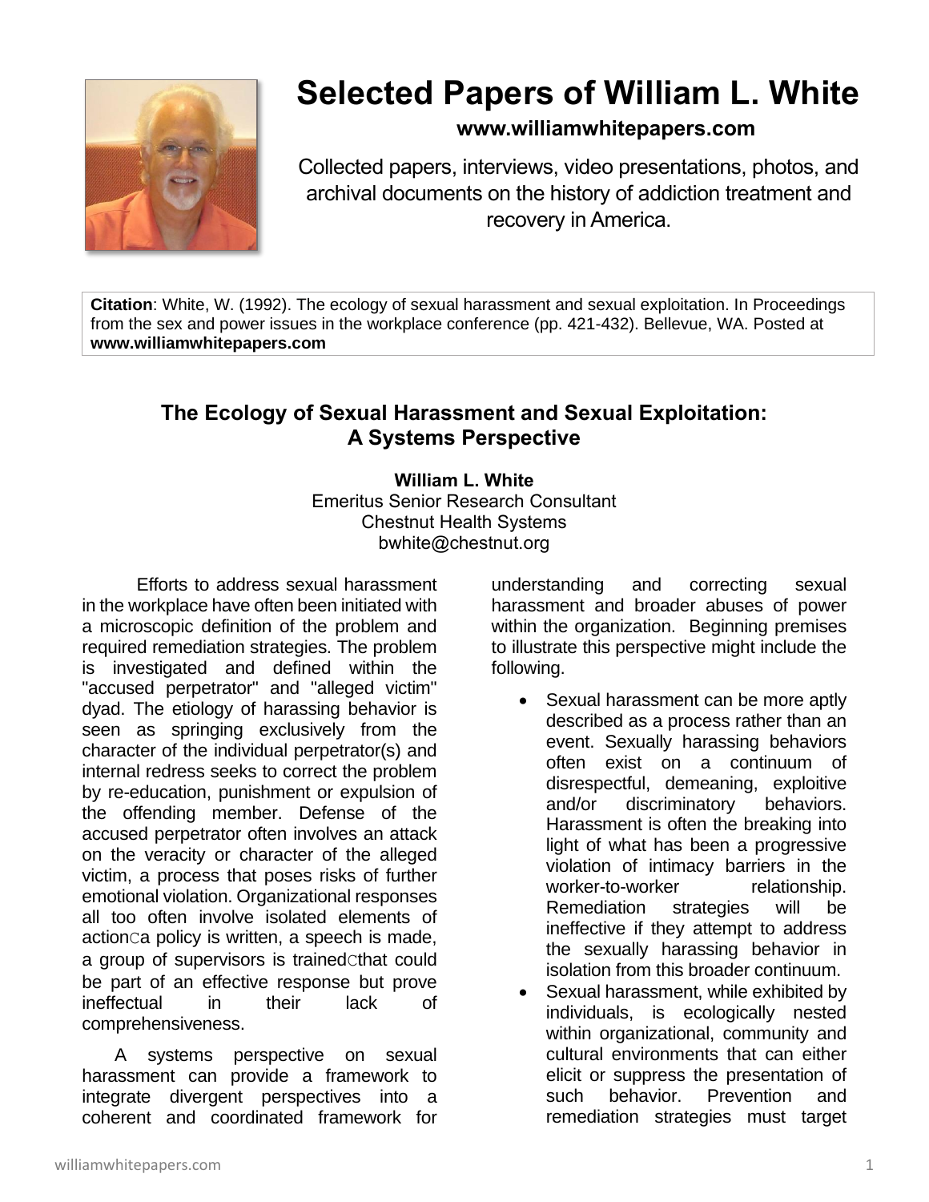# Selected Papers of William L. White

**www.williamwhitepapers.com**

Collected papers, interviews, video presentations, photos, and archival documents on the history of addiction treatment and recovery in America.

**Citation**: White, W. (1992). The ecology of sexual harassment and sexual exploitation. In Proceedings from the sex and power issues in the workplace conference (pp. 421-432). Bellevue, WA. Posted at **www.williamwhitepapers.com**

## The Ecology of Sexual Harassment and Sexual Exploitation: A Systems Perspective

**William L. White**
Emeritus Senior Research Consultant
Chestnut Health Systems
bwhite@chestnut.org

Efforts to address sexual harassment in the workplace have often been initiated with a microscopic definition of the problem and required remediation strategies. The problem is investigated and defined within the "accused perpetrator" and "alleged victim" dyad. The etiology of harassing behavior is seen as springing exclusively from the character of the individual perpetrator(s) and internal redress seeks to correct the problem by re-education, punishment or expulsion of the offending member. Defense of the accused perpetrator often involves an attack on the veracity or character of the alleged victim, a process that poses risks of further emotional violation. Organizational responses all too often involve isolated elements of actionCa policy is written, a speech is made, a group of supervisors is trainedCthat could be part of an effective response but prove ineffectual in their lack of comprehensiveness.

A systems perspective on sexual harassment can provide a framework to integrate divergent perspectives into a coherent and coordinated framework for understanding and correcting sexual harassment and broader abuses of power within the organization. Beginning premises to illustrate this perspective might include the following.

- Sexual harassment can be more aptly described as a process rather than an event. Sexually harassing behaviors often exist on a continuum of disrespectful, demeaning, exploitive and/or discriminatory behaviors. Harassment is often the breaking into light of what has been a progressive violation of intimacy barriers in the worker-to-worker relationship. Remediation strategies will be ineffective if they attempt to address the sexually harassing behavior in isolation from this broader continuum.
- Sexual harassment, while exhibited by individuals, is ecologically nested within organizational, community and cultural environments that can either elicit or suppress the presentation of such behavior. Prevention and remediation strategies must target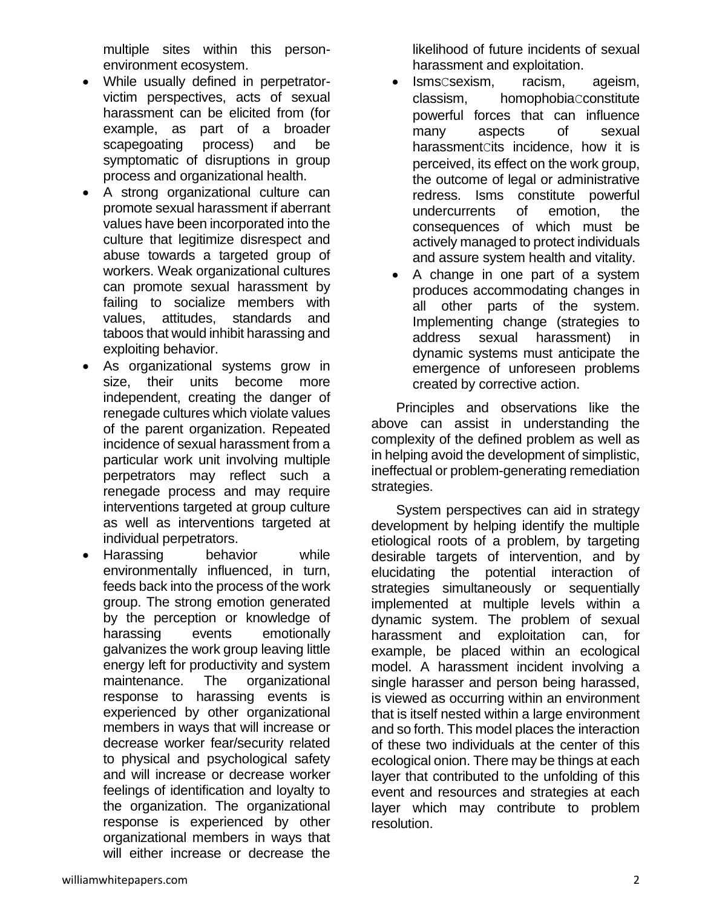multiple sites within this person-environment ecosystem.

- While usually defined in perpetrator-victim perspectives, acts of sexual harassment can be elicited from (for example, as part of a broader scapegoating process) and be symptomatic of disruptions in group process and organizational health.
- A strong organizational culture can promote sexual harassment if aberrant values have been incorporated into the culture that legitimize disrespect and abuse towards a targeted group of workers. Weak organizational cultures can promote sexual harassment by failing to socialize members with values, attitudes, standards and taboos that would inhibit harassing and exploiting behavior.
- As organizational systems grow in size, their units become more independent, creating the danger of renegade cultures which violate values of the parent organization. Repeated incidence of sexual harassment from a particular work unit involving multiple perpetrators may reflect such a renegade process and may require interventions targeted at group culture as well as interventions targeted at individual perpetrators.
- Harassing behavior while environmentally influenced, in turn, feeds back into the process of the work group. The strong emotion generated by the perception or knowledge of harassing events emotionally galvanizes the work group leaving little energy left for productivity and system maintenance. The organizational response to harassing events is experienced by other organizational members in ways that will increase or decrease worker fear/security related to physical and psychological safety and will increase or decrease worker feelings of identification and loyalty to the organization. The organizational response is experienced by other organizational members in ways that will either increase or decrease the likelihood of future incidents of sexual harassment and exploitation.
- IsmsCsexism, racism, ageism, classism, homophobiaCconstitute powerful forces that can influence many aspects of sexual harassmentCits incidence, how it is perceived, its effect on the work group, the outcome of legal or administrative redress. Isms constitute powerful undercurrents of emotion, the consequences of which must be actively managed to protect individuals and assure system health and vitality.
- A change in one part of a system produces accommodating changes in all other parts of the system. Implementing change (strategies to address sexual harassment) in dynamic systems must anticipate the emergence of unforeseen problems created by corrective action.

Principles and observations like the above can assist in understanding the complexity of the defined problem as well as in helping avoid the development of simplistic, ineffectual or problem-generating remediation strategies.

System perspectives can aid in strategy development by helping identify the multiple etiological roots of a problem, by targeting desirable targets of intervention, and by elucidating the potential interaction of strategies simultaneously or sequentially implemented at multiple levels within a dynamic system. The problem of sexual harassment and exploitation can, for example, be placed within an ecological model. A harassment incident involving a single harasser and person being harassed, is viewed as occurring within an environment that is itself nested within a large environment and so forth. This model places the interaction of these two individuals at the center of this ecological onion. There may be things at each layer that contributed to the unfolding of this event and resources and strategies at each layer which may contribute to problem resolution.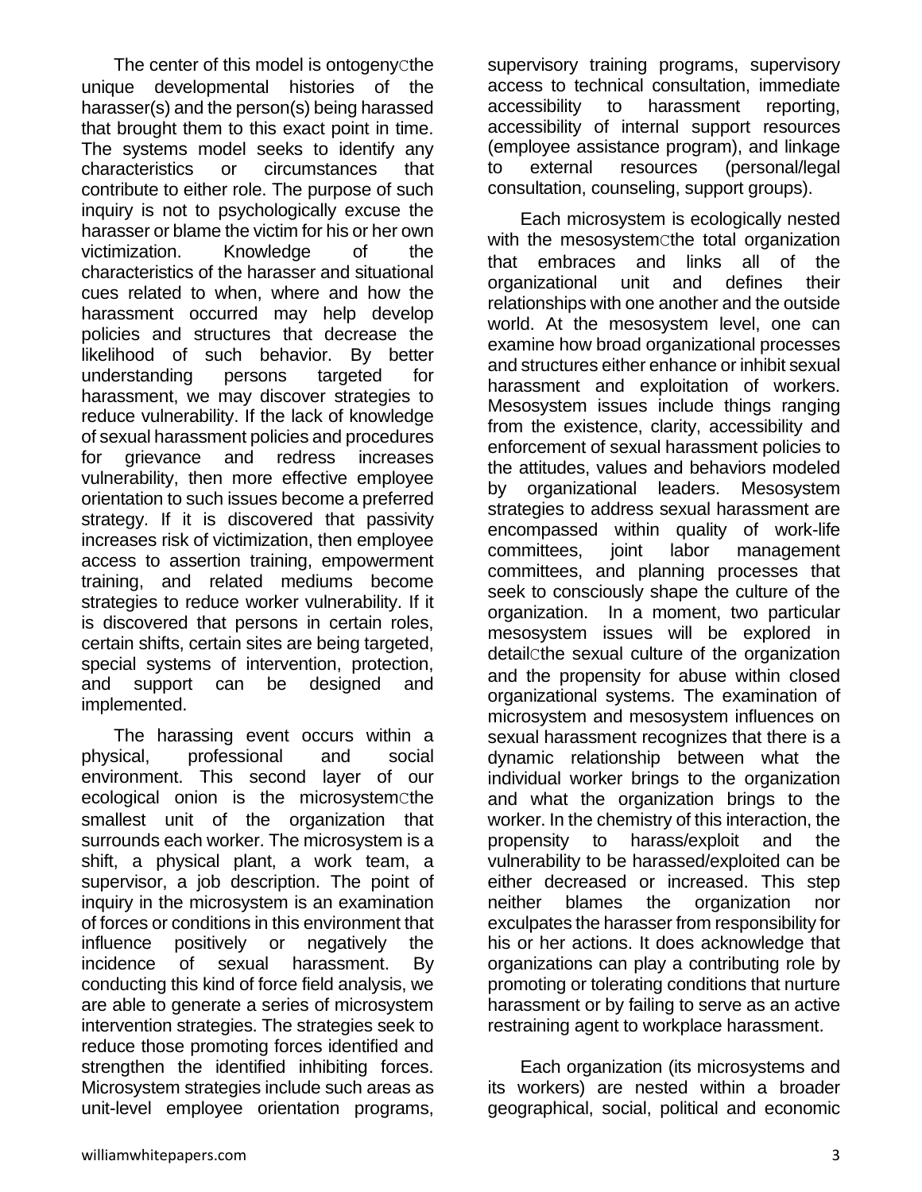The center of this model is ontogenyCthe unique developmental histories of the harasser(s) and the person(s) being harassed that brought them to this exact point in time. The systems model seeks to identify any characteristics or circumstances that contribute to either role. The purpose of such inquiry is not to psychologically excuse the harasser or blame the victim for his or her own victimization. Knowledge of the characteristics of the harasser and situational cues related to when, where and how the harassment occurred may help develop policies and structures that decrease the likelihood of such behavior. By better understanding persons targeted for harassment, we may discover strategies to reduce vulnerability. If the lack of knowledge of sexual harassment policies and procedures for grievance and redress increases vulnerability, then more effective employee orientation to such issues become a preferred strategy. If it is discovered that passivity increases risk of victimization, then employee access to assertion training, empowerment training, and related mediums become strategies to reduce worker vulnerability. If it is discovered that persons in certain roles, certain shifts, certain sites are being targeted, special systems of intervention, protection, and support can be designed and implemented.

The harassing event occurs within a physical, professional and social environment. This second layer of our ecological onion is the microsystemCthe smallest unit of the organization that surrounds each worker. The microsystem is a shift, a physical plant, a work team, a supervisor, a job description. The point of inquiry in the microsystem is an examination of forces or conditions in this environment that influence positively or negatively the incidence of sexual harassment. By conducting this kind of force field analysis, we are able to generate a series of microsystem intervention strategies. The strategies seek to reduce those promoting forces identified and strengthen the identified inhibiting forces. Microsystem strategies include such areas as unit-level employee orientation programs, supervisory training programs, supervisory access to technical consultation, immediate accessibility to harassment reporting, accessibility of internal support resources (employee assistance program), and linkage to external resources (personal/legal consultation, counseling, support groups).

Each microsystem is ecologically nested with the mesosystemCthe total organization that embraces and links all of the organizational unit and defines their relationships with one another and the outside world. At the mesosystem level, one can examine how broad organizational processes and structures either enhance or inhibit sexual harassment and exploitation of workers. Mesosystem issues include things ranging from the existence, clarity, accessibility and enforcement of sexual harassment policies to the attitudes, values and behaviors modeled by organizational leaders. Mesosystem strategies to address sexual harassment are encompassed within quality of work-life committees, joint labor management committees, and planning processes that seek to consciously shape the culture of the organization. In a moment, two particular mesosystem issues will be explored in detailCthe sexual culture of the organization and the propensity for abuse within closed organizational systems. The examination of microsystem and mesosystem influences on sexual harassment recognizes that there is a dynamic relationship between what the individual worker brings to the organization and what the organization brings to the worker. In the chemistry of this interaction, the propensity to harass/exploit and the vulnerability to be harassed/exploited can be either decreased or increased. This step neither blames the organization nor exculpates the harasser from responsibility for his or her actions. It does acknowledge that organizations can play a contributing role by promoting or tolerating conditions that nurture harassment or by failing to serve as an active restraining agent to workplace harassment.

Each organization (its microsystems and its workers) are nested within a broader geographical, social, political and economic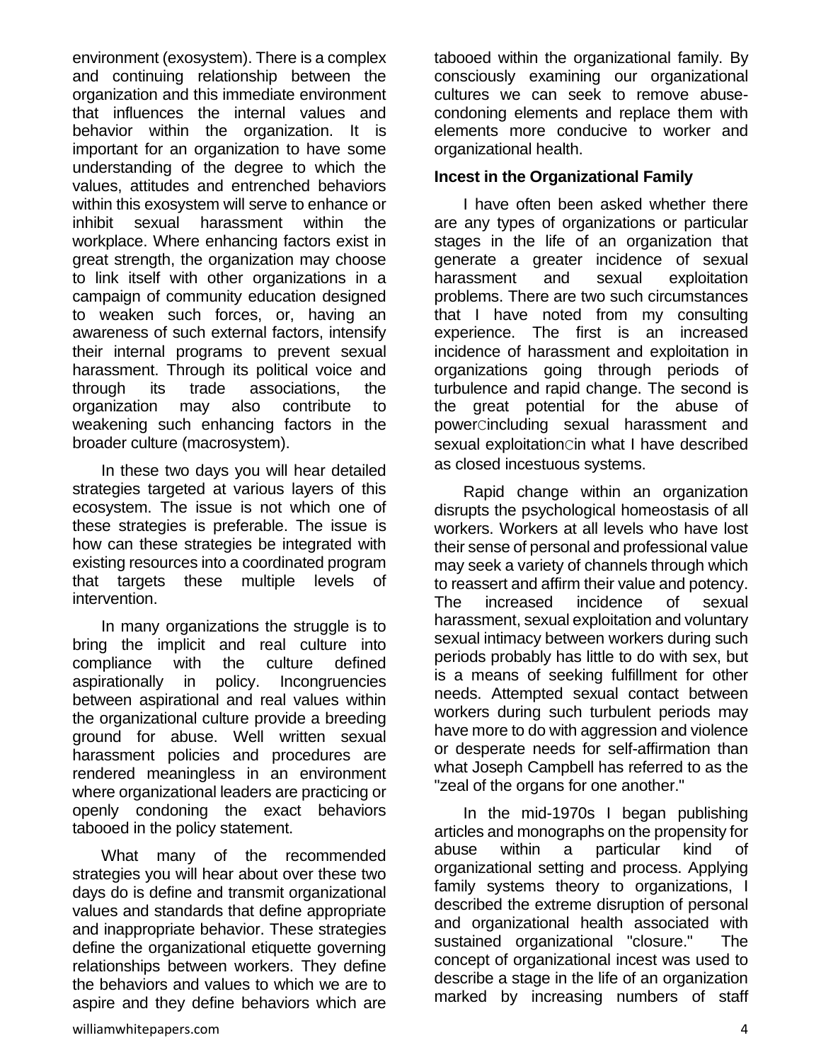environment (exosystem). There is a complex and continuing relationship between the organization and this immediate environment that influences the internal values and behavior within the organization. It is important for an organization to have some understanding of the degree to which the values, attitudes and entrenched behaviors within this exosystem will serve to enhance or inhibit sexual harassment within the workplace. Where enhancing factors exist in great strength, the organization may choose to link itself with other organizations in a campaign of community education designed to weaken such forces, or, having an awareness of such external factors, intensify their internal programs to prevent sexual harassment. Through its political voice and through its trade associations, the organization may also contribute to weakening such enhancing factors in the broader culture (macrosystem).

In these two days you will hear detailed strategies targeted at various layers of this ecosystem. The issue is not which one of these strategies is preferable. The issue is how can these strategies be integrated with existing resources into a coordinated program that targets these multiple levels of intervention.

In many organizations the struggle is to bring the implicit and real culture into compliance with the culture defined aspirationally in policy. Incongruencies between aspirational and real values within the organizational culture provide a breeding ground for abuse. Well written sexual harassment policies and procedures are rendered meaningless in an environment where organizational leaders are practicing or openly condoning the exact behaviors tabooed in the policy statement.

What many of the recommended strategies you will hear about over these two days do is define and transmit organizational values and standards that define appropriate and inappropriate behavior. These strategies define the organizational etiquette governing relationships between workers. They define the behaviors and values to which we are to aspire and they define behaviors which are tabooed within the organizational family. By consciously examining our organizational cultures we can seek to remove abuse-condoning elements and replace them with elements more conducive to worker and organizational health.

**Incest in the Organizational Family**

I have often been asked whether there are any types of organizations or particular stages in the life of an organization that generate a greater incidence of sexual harassment and sexual exploitation problems. There are two such circumstances that I have noted from my consulting experience. The first is an increased incidence of harassment and exploitation in organizations going through periods of turbulence and rapid change. The second is the great potential for the abuse of power—including sexual harassment and sexual exploitation—in what I have described as closed incestuous systems.

Rapid change within an organization disrupts the psychological homeostasis of all workers. Workers at all levels who have lost their sense of personal and professional value may seek a variety of channels through which to reassert and affirm their value and potency. The increased incidence of sexual harassment, sexual exploitation and voluntary sexual intimacy between workers during such periods probably has little to do with sex, but is a means of seeking fulfillment for other needs. Attempted sexual contact between workers during such turbulent periods may have more to do with aggression and violence or desperate needs for self-affirmation than what Joseph Campbell has referred to as the "zeal of the organs for one another."

In the mid-1970s I began publishing articles and monographs on the propensity for abuse within a particular kind of organizational setting and process. Applying family systems theory to organizations, I described the extreme disruption of personal and organizational health associated with sustained organizational "closure." The concept of organizational incest was used to describe a stage in the life of an organization marked by increasing numbers of staff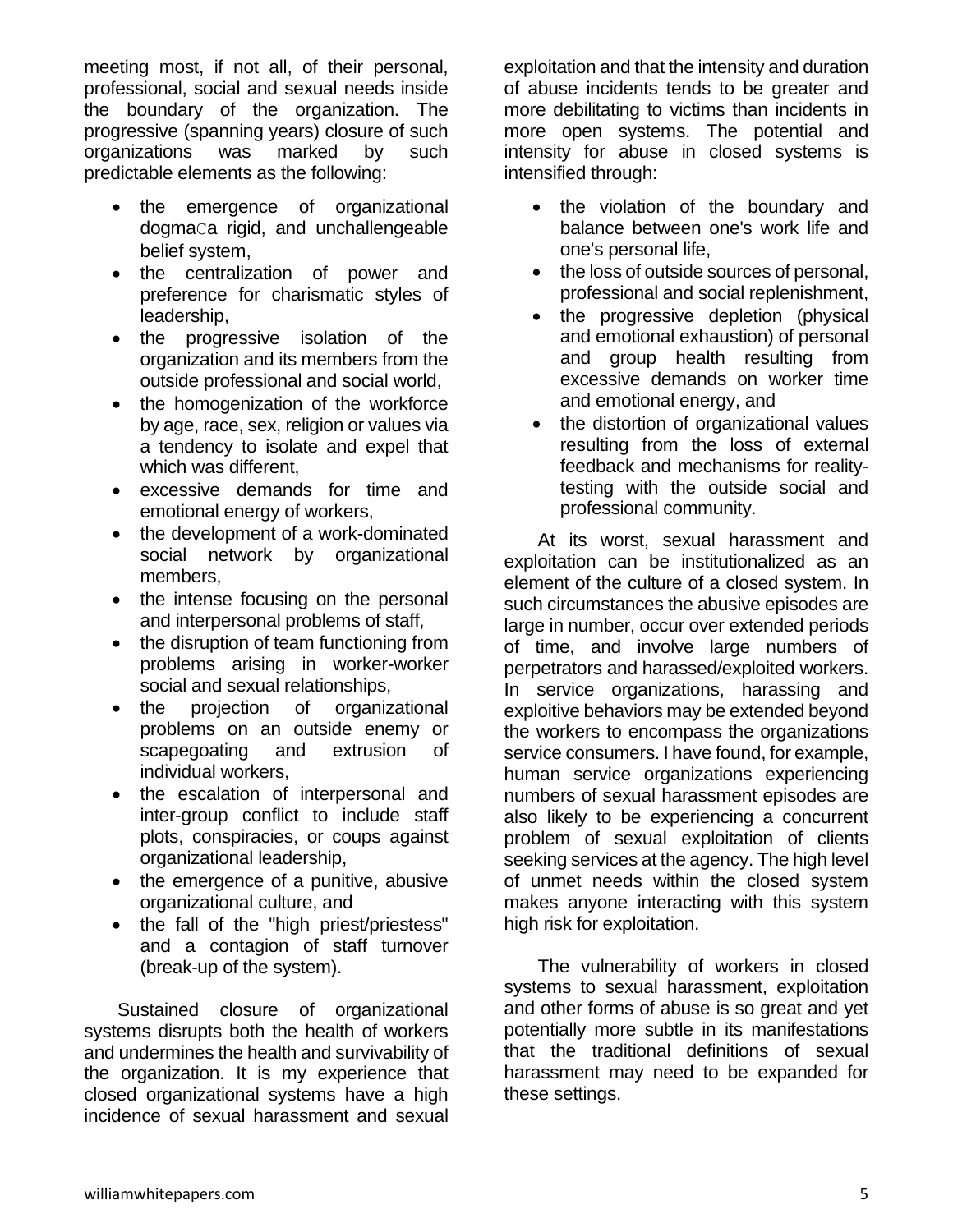meeting most, if not all, of their personal, professional, social and sexual needs inside the boundary of the organization. The progressive (spanning years) closure of such organizations was marked by such predictable elements as the following:

- the emergence of organizational dogma a rigid, and unchallengeable belief system,
- the centralization of power and preference for charismatic styles of leadership,
- the progressive isolation of the organization and its members from the outside professional and social world,
- the homogenization of the workforce by age, race, sex, religion or values via a tendency to isolate and expel that which was different,
- excessive demands for time and emotional energy of workers,
- the development of a work-dominated social network by organizational members,
- the intense focusing on the personal and interpersonal problems of staff,
- the disruption of team functioning from problems arising in worker-worker social and sexual relationships,
- the projection of organizational problems on an outside enemy or scapegoating and extrusion of individual workers,
- the escalation of interpersonal and inter-group conflict to include staff plots, conspiracies, or coups against organizational leadership,
- the emergence of a punitive, abusive organizational culture, and
- the fall of the "high priest/priestess" and a contagion of staff turnover (break-up of the system).

Sustained closure of organizational systems disrupts both the health of workers and undermines the health and survivability of the organization. It is my experience that closed organizational systems have a high incidence of sexual harassment and sexual exploitation and that the intensity and duration of abuse incidents tends to be greater and more debilitating to victims than incidents in more open systems. The potential and intensity for abuse in closed systems is intensified through:

- the violation of the boundary and balance between one's work life and one's personal life,
- the loss of outside sources of personal, professional and social replenishment,
- the progressive depletion (physical and emotional exhaustion) of personal and group health resulting from excessive demands on worker time and emotional energy, and
- the distortion of organizational values resulting from the loss of external feedback and mechanisms for reality-testing with the outside social and professional community.

At its worst, sexual harassment and exploitation can be institutionalized as an element of the culture of a closed system. In such circumstances the abusive episodes are large in number, occur over extended periods of time, and involve large numbers of perpetrators and harassed/exploited workers. In service organizations, harassing and exploitive behaviors may be extended beyond the workers to encompass the organizations service consumers. I have found, for example, human service organizations experiencing numbers of sexual harassment episodes are also likely to be experiencing a concurrent problem of sexual exploitation of clients seeking services at the agency. The high level of unmet needs within the closed system makes anyone interacting with this system high risk for exploitation.

The vulnerability of workers in closed systems to sexual harassment, exploitation and other forms of abuse is so great and yet potentially more subtle in its manifestations that the traditional definitions of sexual harassment may need to be expanded for these settings.